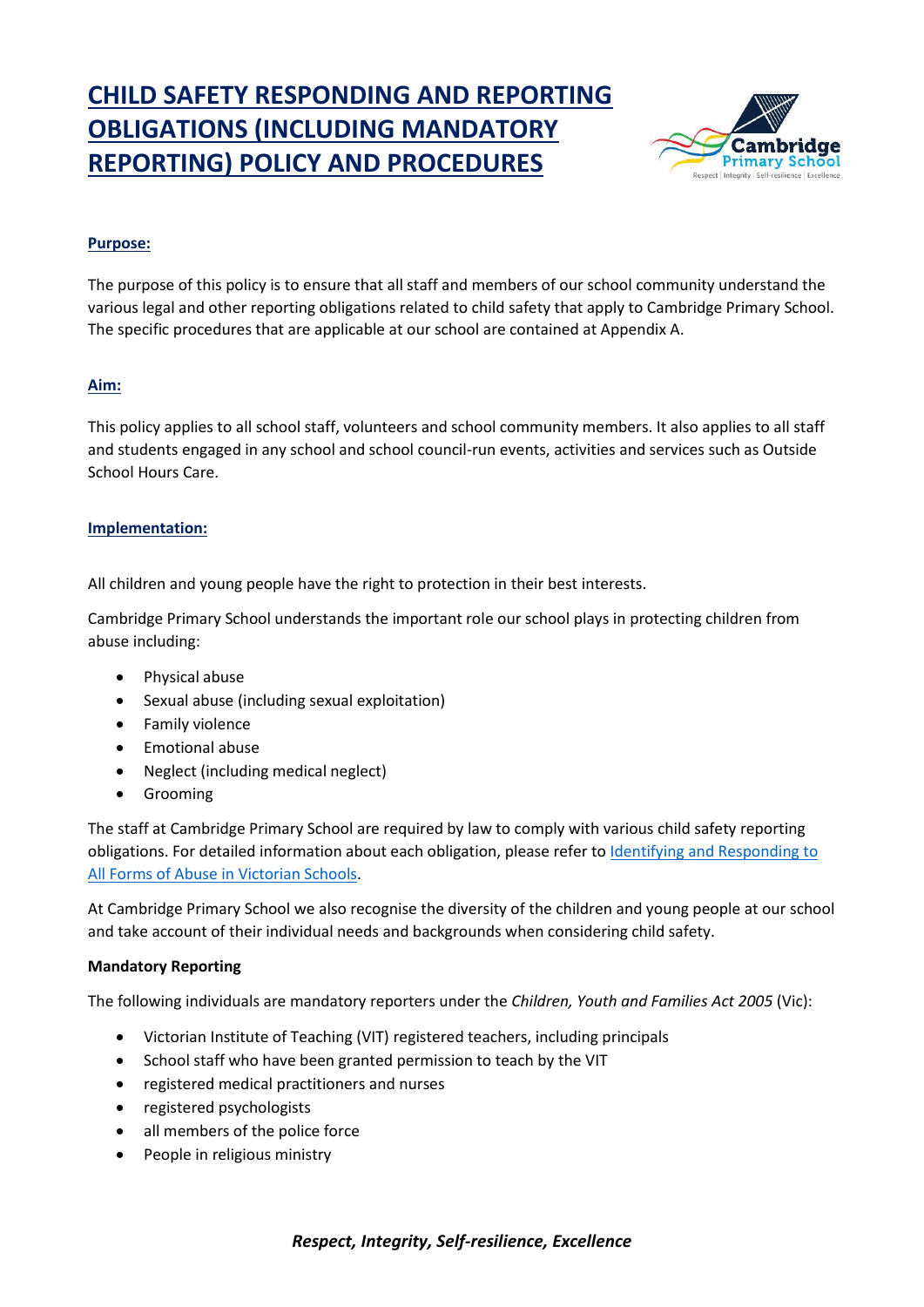# CHILD SAFETY RESPONDING AND REPORTING OBLIGATIONS (INCLUDING MANDATORY REPORTING) POLICY AND PROCEDURES

## Purpose:

The purpose of this policy is to ensure that all staff and members of our school community understand the various legal and other reporting obligations related to child safety that apply to Cambridge Primary School. The specific procedures that are applicable at our school are contained at Appendix A.

## Aim:

This policy applies to all school staff, volunteers and school community members. It also applies to all staff and students engaged in any school and school council-run events, activities and services such as Outside School Hours Care.

## Implementation:

All children and young people have the right to protection in their best interests.

Cambridge Primary School understands the important role our school plays in protecting children from abuse including:

- Physical abuse
- Sexual abuse (including sexual exploitation)
- Family violence
- Emotional abuse
- Neglect (including medical neglect)
- Grooming

The staff at Cambridge Primary School are required by law to comply with various child safety reporting obligations. For detailed information about each obligation, please refer to [Identifying and Responding to All Forms of Abuse in Victorian Schools](#).

At Cambridge Primary School we also recognise the diversity of the children and young people at our school and take account of their individual needs and backgrounds when considering child safety.

**Mandatory Reporting**

The following individuals are mandatory reporters under the *Children, Youth and Families Act 2005* (Vic):

- Victorian Institute of Teaching (VIT) registered teachers, including principals
- School staff who have been granted permission to teach by the VIT
- registered medical practitioners and nurses
- registered psychologists
- all members of the police force
- People in religious ministry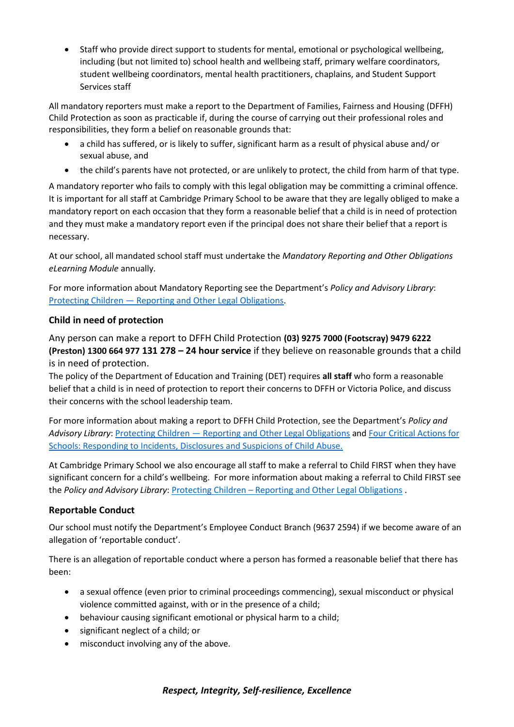- Staff who provide direct support to students for mental, emotional or psychological wellbeing, including (but not limited to) school health and wellbeing staff, primary welfare coordinators, student wellbeing coordinators, mental health practitioners, chaplains, and Student Support Services staff

All mandatory reporters must make a report to the Department of Families, Fairness and Housing (DFFH) Child Protection as soon as practicable if, during the course of carrying out their professional roles and responsibilities, they form a belief on reasonable grounds that:

- a child has suffered, or is likely to suffer, significant harm as a result of physical abuse and/ or sexual abuse, and
- the child's parents have not protected, or are unlikely to protect, the child from harm of that type.

A mandatory reporter who fails to comply with this legal obligation may be committing a criminal offence. It is important for all staff at Cambridge Primary School to be aware that they are legally obliged to make a mandatory report on each occasion that they form a reasonable belief that a child is in need of protection and they must make a mandatory report even if the principal does not share their belief that a report is necessary.

At our school, all mandated school staff must undertake the *Mandatory Reporting and Other Obligations eLearning Module* annually.

For more information about Mandatory Reporting see the Department's *Policy and Advisory Library*: [Protecting Children — Reporting and Other Legal Obligations](#).

### Child in need of protection

Any person can make a report to DFFH Child Protection **(03) 9275 7000 (Footscray) 9479 6222 (Preston) 1300 664 977 131 278 – 24 hour service** if they believe on reasonable grounds that a child is in need of protection.

The policy of the Department of Education and Training (DET) requires **all staff** who form a reasonable belief that a child is in need of protection to report their concerns to DFFH or Victoria Police, and discuss their concerns with the school leadership team.

For more information about making a report to DFFH Child Protection, see the Department's *Policy and Advisory Library*: [Protecting Children — Reporting and Other Legal Obligations](#) and [Four Critical Actions for Schools: Responding to Incidents, Disclosures and Suspicions of Child Abuse.](#)

At Cambridge Primary School we also encourage all staff to make a referral to Child FIRST when they have significant concern for a child's wellbeing. For more information about making a referral to Child FIRST see the *Policy and Advisory Library*: [Protecting Children – Reporting and Other Legal Obligations](#) .

### Reportable Conduct

Our school must notify the Department's Employee Conduct Branch (9637 2594) if we become aware of an allegation of 'reportable conduct'.

There is an allegation of reportable conduct where a person has formed a reasonable belief that there has been:

- a sexual offence (even prior to criminal proceedings commencing), sexual misconduct or physical violence committed against, with or in the presence of a child;
- behaviour causing significant emotional or physical harm to a child;
- significant neglect of a child; or
- misconduct involving any of the above.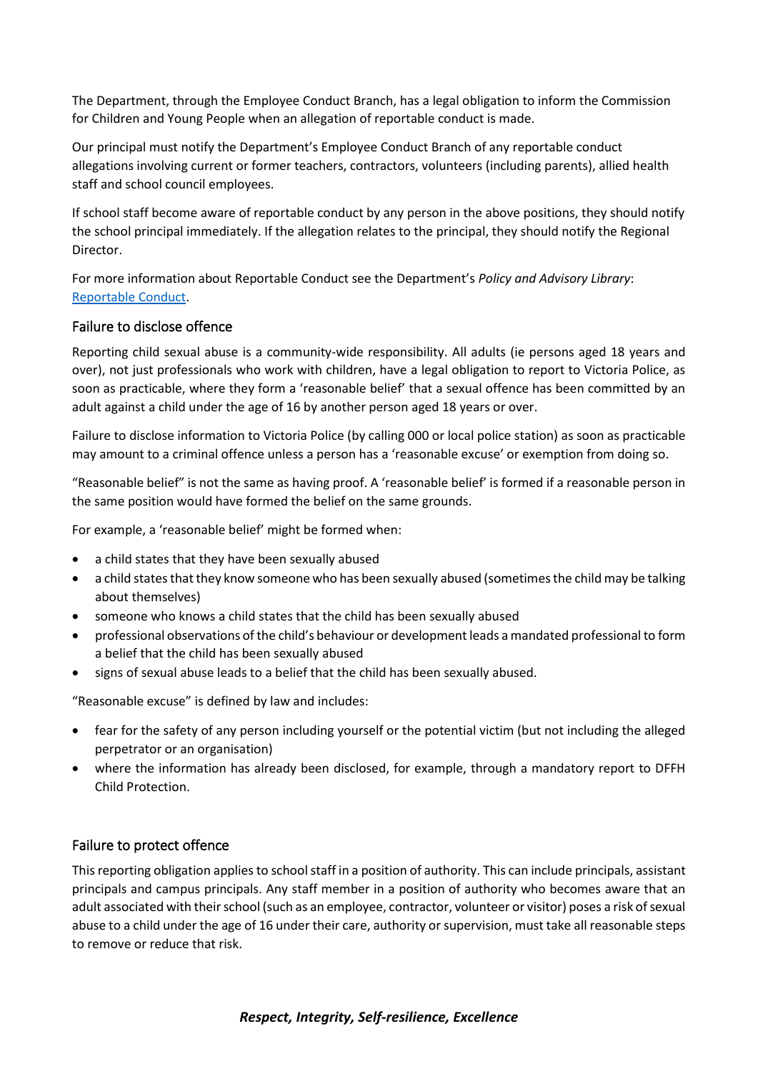The Department, through the Employee Conduct Branch, has a legal obligation to inform the Commission for Children and Young People when an allegation of reportable conduct is made.

Our principal must notify the Department's Employee Conduct Branch of any reportable conduct allegations involving current or former teachers, contractors, volunteers (including parents), allied health staff and school council employees.

If school staff become aware of reportable conduct by any person in the above positions, they should notify the school principal immediately. If the allegation relates to the principal, they should notify the Regional Director.

For more information about Reportable Conduct see the Department's *Policy and Advisory Library*: [Reportable Conduct](Reportable Conduct).

## Failure to disclose offence

Reporting child sexual abuse is a community-wide responsibility. All adults (ie persons aged 18 years and over), not just professionals who work with children, have a legal obligation to report to Victoria Police, as soon as practicable, where they form a 'reasonable belief' that a sexual offence has been committed by an adult against a child under the age of 16 by another person aged 18 years or over.

Failure to disclose information to Victoria Police (by calling 000 or local police station) as soon as practicable may amount to a criminal offence unless a person has a 'reasonable excuse' or exemption from doing so.

"Reasonable belief" is not the same as having proof. A 'reasonable belief' is formed if a reasonable person in the same position would have formed the belief on the same grounds.

For example, a 'reasonable belief' might be formed when:

- a child states that they have been sexually abused
- a child states that they know someone who has been sexually abused (sometimes the child may be talking about themselves)
- someone who knows a child states that the child has been sexually abused
- professional observations of the child's behaviour or development leads a mandated professional to form a belief that the child has been sexually abused
- signs of sexual abuse leads to a belief that the child has been sexually abused.

"Reasonable excuse" is defined by law and includes:

- fear for the safety of any person including yourself or the potential victim (but not including the alleged perpetrator or an organisation)
- where the information has already been disclosed, for example, through a mandatory report to DFFH Child Protection.

## Failure to protect offence

This reporting obligation applies to school staff in a position of authority. This can include principals, assistant principals and campus principals. Any staff member in a position of authority who becomes aware that an adult associated with their school (such as an employee, contractor, volunteer or visitor) poses a risk of sexual abuse to a child under the age of 16 under their care, authority or supervision, must take all reasonable steps to remove or reduce that risk.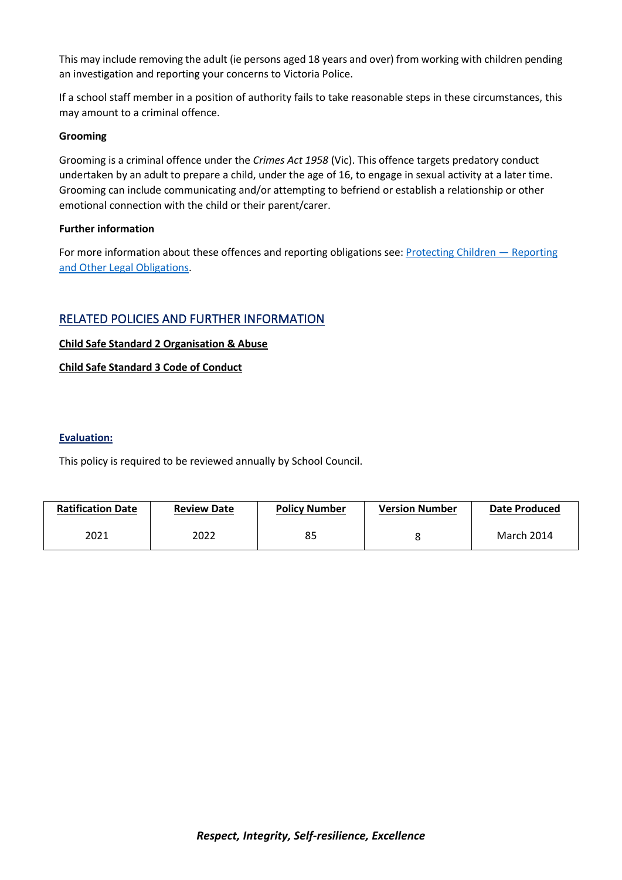This may include removing the adult (ie persons aged 18 years and over) from working with children pending an investigation and reporting your concerns to Victoria Police.

If a school staff member in a position of authority fails to take reasonable steps in these circumstances, this may amount to a criminal offence.

**Grooming**

Grooming is a criminal offence under the *Crimes Act 1958* (Vic). This offence targets predatory conduct undertaken by an adult to prepare a child, under the age of 16, to engage in sexual activity at a later time. Grooming can include communicating and/or attempting to befriend or establish a relationship or other emotional connection with the child or their parent/carer.

**Further information**

For more information about these offences and reporting obligations see: Protecting Children — Reporting and Other Legal Obligations.

## RELATED POLICIES AND FURTHER INFORMATION

**Child Safe Standard 2 Organisation & Abuse**

**Child Safe Standard 3 Code of Conduct**

**Evaluation:**

This policy is required to be reviewed annually by School Council.

| Ratification Date | Review Date | Policy Number | Version Number | Date Produced |
|---|---|---|---|---|
| 2021 | 2022 | 85 | 8 | March 2014 |

***Respect, Integrity, Self-resilience, Excellence***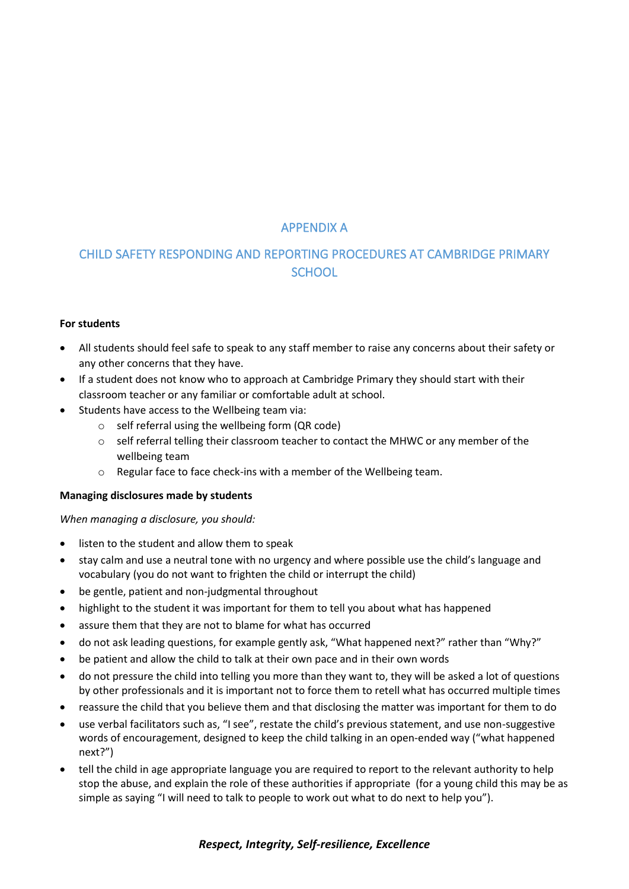## APPENDIX A

## CHILD SAFETY RESPONDING AND REPORTING PROCEDURES AT CAMBRIDGE PRIMARY SCHOOL

**For students**

- All students should feel safe to speak to any staff member to raise any concerns about their safety or any other concerns that they have.
- If a student does not know who to approach at Cambridge Primary they should start with their classroom teacher or any familiar or comfortable adult at school.
- Students have access to the Wellbeing team via:
  - self referral using the wellbeing form (QR code)
  - self referral telling their classroom teacher to contact the MHWC or any member of the wellbeing team
  - Regular face to face check-ins with a member of the Wellbeing team.

**Managing disclosures made by students**

*When managing a disclosure, you should:*

- listen to the student and allow them to speak
- stay calm and use a neutral tone with no urgency and where possible use the child's language and vocabulary (you do not want to frighten the child or interrupt the child)
- be gentle, patient and non-judgmental throughout
- highlight to the student it was important for them to tell you about what has happened
- assure them that they are not to blame for what has occurred
- do not ask leading questions, for example gently ask, "What happened next?" rather than "Why?"
- be patient and allow the child to talk at their own pace and in their own words
- do not pressure the child into telling you more than they want to, they will be asked a lot of questions by other professionals and it is important not to force them to retell what has occurred multiple times
- reassure the child that you believe them and that disclosing the matter was important for them to do
- use verbal facilitators such as, "I see", restate the child's previous statement, and use non-suggestive words of encouragement, designed to keep the child talking in an open-ended way ("what happened next?")
- tell the child in age appropriate language you are required to report to the relevant authority to help stop the abuse, and explain the role of these authorities if appropriate (for a young child this may be as simple as saying "I will need to talk to people to work out what to do next to help you").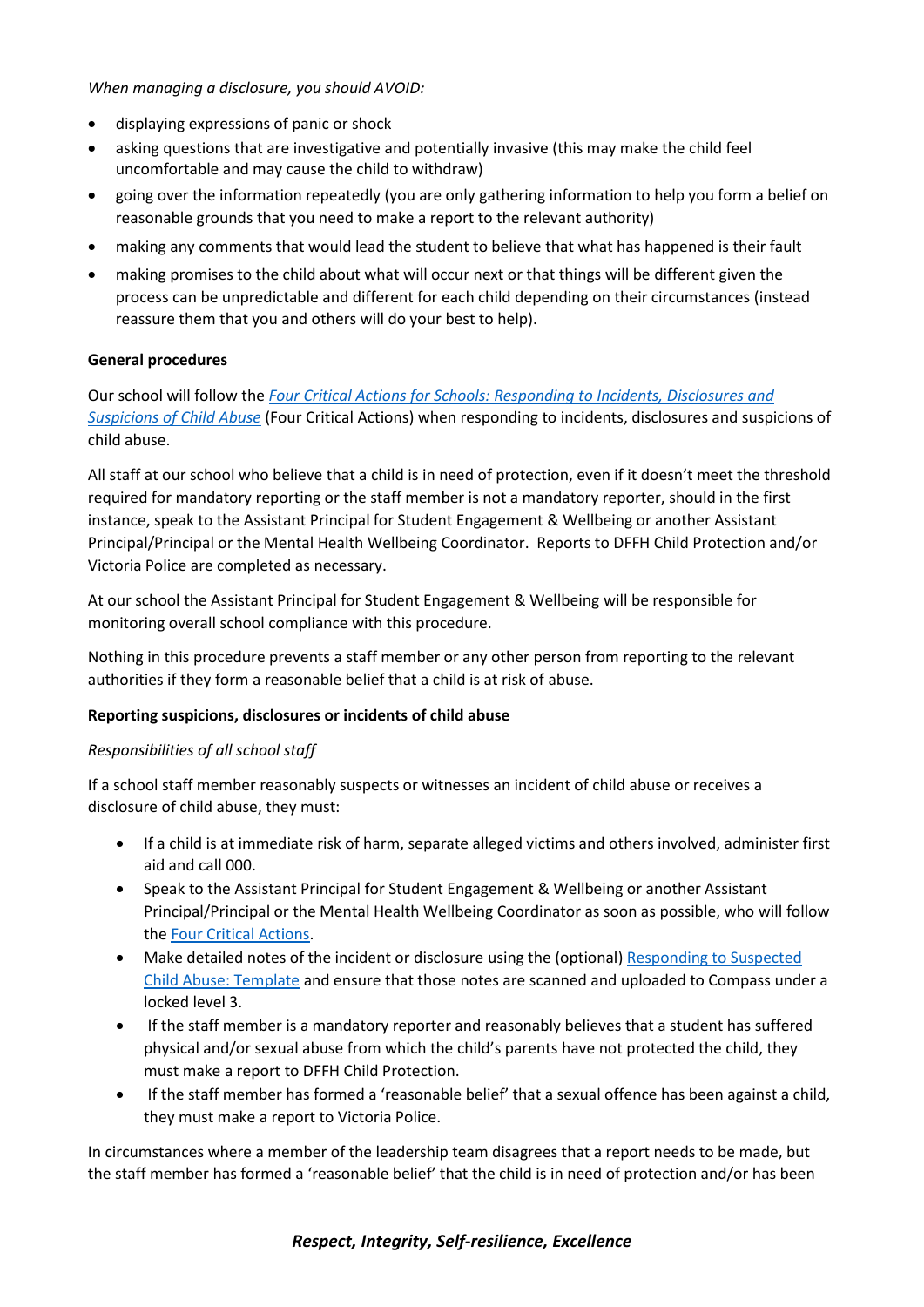*When managing a disclosure, you should AVOID:*

- displaying expressions of panic or shock
- asking questions that are investigative and potentially invasive (this may make the child feel uncomfortable and may cause the child to withdraw)
- going over the information repeatedly (you are only gathering information to help you form a belief on reasonable grounds that you need to make a report to the relevant authority)
- making any comments that would lead the student to believe that what has happened is their fault
- making promises to the child about what will occur next or that things will be different given the process can be unpredictable and different for each child depending on their circumstances (instead reassure them that you and others will do your best to help).

**General procedures**

Our school will follow the *Four Critical Actions for Schools: Responding to Incidents, Disclosures and Suspicions of Child Abuse* (Four Critical Actions) when responding to incidents, disclosures and suspicions of child abuse.

All staff at our school who believe that a child is in need of protection, even if it doesn't meet the threshold required for mandatory reporting or the staff member is not a mandatory reporter, should in the first instance, speak to the Assistant Principal for Student Engagement & Wellbeing or another Assistant Principal/Principal or the Mental Health Wellbeing Coordinator. Reports to DFFH Child Protection and/or Victoria Police are completed as necessary.

At our school the Assistant Principal for Student Engagement & Wellbeing will be responsible for monitoring overall school compliance with this procedure.

Nothing in this procedure prevents a staff member or any other person from reporting to the relevant authorities if they form a reasonable belief that a child is at risk of abuse.

**Reporting suspicions, disclosures or incidents of child abuse**

*Responsibilities of all school staff*

If a school staff member reasonably suspects or witnesses an incident of child abuse or receives a disclosure of child abuse, they must:

- If a child is at immediate risk of harm, separate alleged victims and others involved, administer first aid and call 000.
- Speak to the Assistant Principal for Student Engagement & Wellbeing or another Assistant Principal/Principal or the Mental Health Wellbeing Coordinator as soon as possible, who will follow the Four Critical Actions.
- Make detailed notes of the incident or disclosure using the (optional) Responding to Suspected Child Abuse: Template and ensure that those notes are scanned and uploaded to Compass under a locked level 3.
- If the staff member is a mandatory reporter and reasonably believes that a student has suffered physical and/or sexual abuse from which the child's parents have not protected the child, they must make a report to DFFH Child Protection.
- If the staff member has formed a 'reasonable belief' that a sexual offence has been against a child, they must make a report to Victoria Police.

In circumstances where a member of the leadership team disagrees that a report needs to be made, but the staff member has formed a 'reasonable belief' that the child is in need of protection and/or has been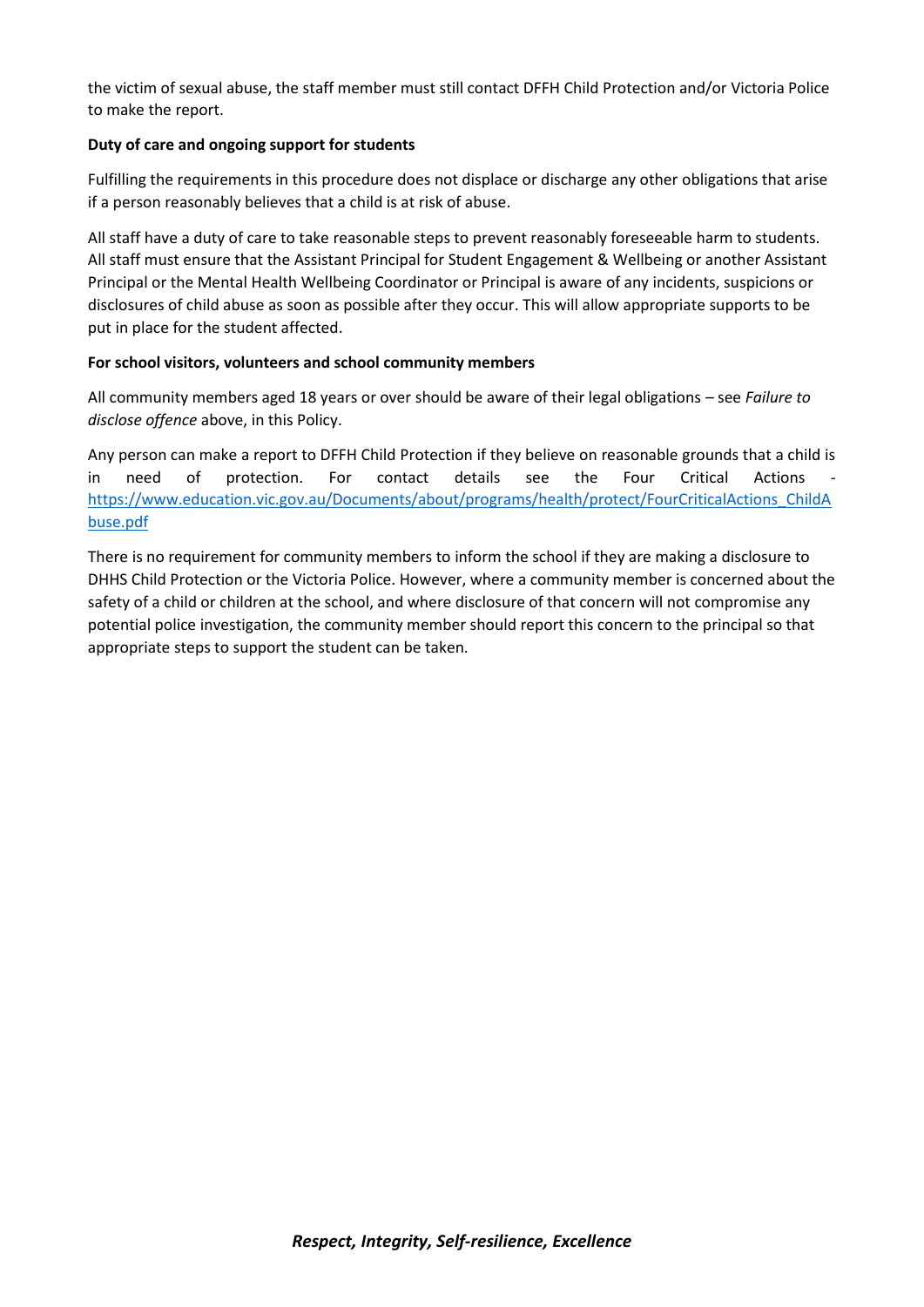the victim of sexual abuse, the staff member must still contact DFFH Child Protection and/or Victoria Police to make the report.

**Duty of care and ongoing support for students**

Fulfilling the requirements in this procedure does not displace or discharge any other obligations that arise if a person reasonably believes that a child is at risk of abuse.

All staff have a duty of care to take reasonable steps to prevent reasonably foreseeable harm to students. All staff must ensure that the Assistant Principal for Student Engagement & Wellbeing or another Assistant Principal or the Mental Health Wellbeing Coordinator or Principal is aware of any incidents, suspicions or disclosures of child abuse as soon as possible after they occur. This will allow appropriate supports to be put in place for the student affected.

**For school visitors, volunteers and school community members**

All community members aged 18 years or over should be aware of their legal obligations – see *Failure to disclose offence* above, in this Policy.

Any person can make a report to DFFH Child Protection if they believe on reasonable grounds that a child is in need of protection. For contact details see the Four Critical Actions - https://www.education.vic.gov.au/Documents/about/programs/health/protect/FourCriticalActions_ChildAbuse.pdf

There is no requirement for community members to inform the school if they are making a disclosure to DHHS Child Protection or the Victoria Police. However, where a community member is concerned about the safety of a child or children at the school, and where disclosure of that concern will not compromise any potential police investigation, the community member should report this concern to the principal so that appropriate steps to support the student can be taken.